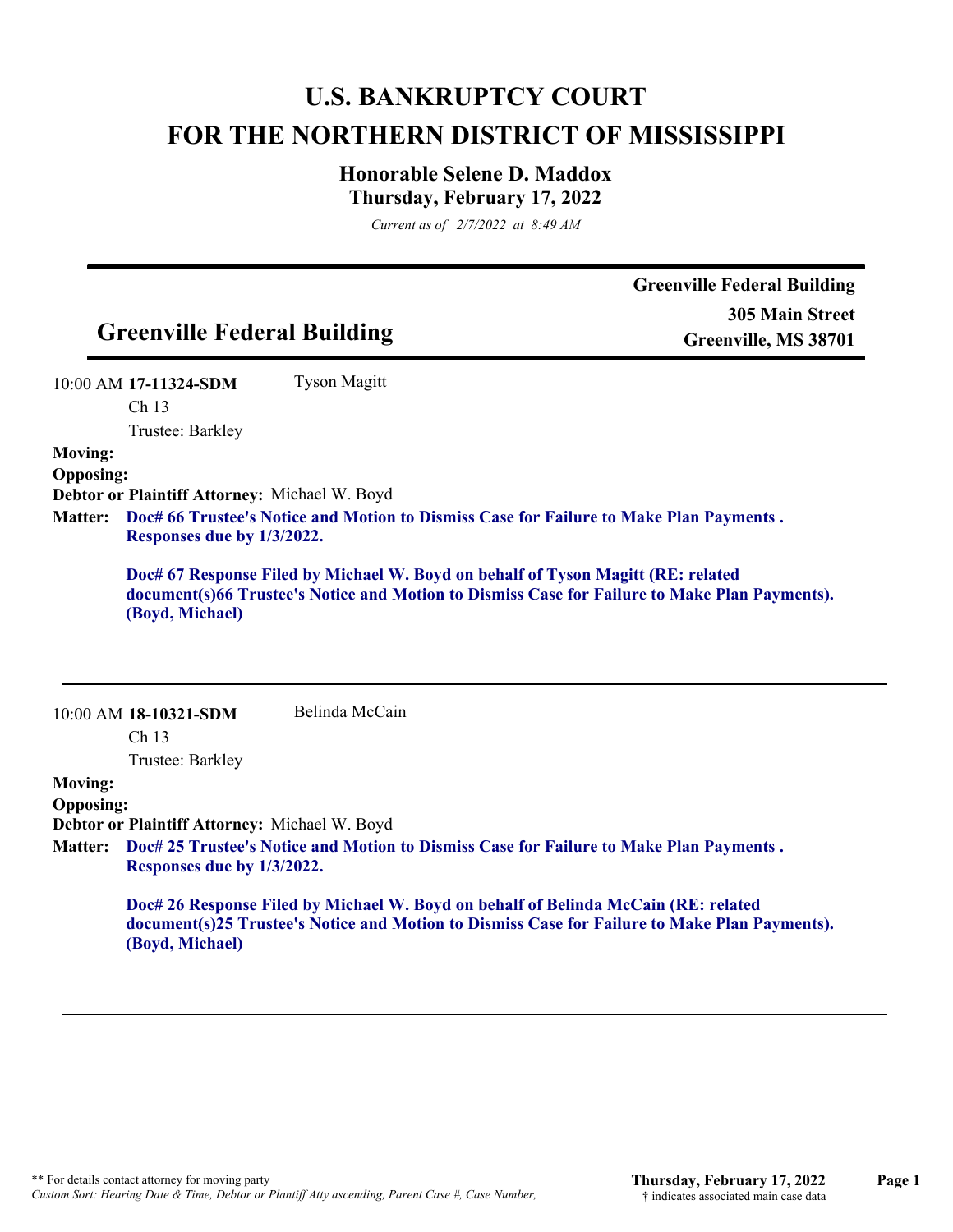# U.S. BANKRUPTCY COURT
# FOR THE NORTHERN DISTRICT OF MISSISSIPPI

## Honorable Selene D. Maddox
## Thursday, February 17, 2022

*Current as of 2/7/2022 at 8:49 AM*

---

## Greenville Federal Building

**Greenville Federal Building**
**305 Main Street**
**Greenville, MS 38701**

---

10:00 AM **17-11324-SDM** Tyson Magitt
Ch 13
Trustee: Barkley

**Moving:**
**Opposing:**
**Debtor or Plaintiff Attorney:** Michael W. Boyd

**Matter:** **Doc# 66 Trustee's Notice and Motion to Dismiss Case for Failure to Make Plan Payments . Responses due by 1/3/2022.**

**Doc# 67 Response Filed by Michael W. Boyd on behalf of Tyson Magitt (RE: related document(s)66 Trustee's Notice and Motion to Dismiss Case for Failure to Make Plan Payments). (Boyd, Michael)**

---

10:00 AM **18-10321-SDM** Belinda McCain
Ch 13
Trustee: Barkley

**Moving:**
**Opposing:**
**Debtor or Plaintiff Attorney:** Michael W. Boyd

**Matter:** **Doc# 25 Trustee's Notice and Motion to Dismiss Case for Failure to Make Plan Payments . Responses due by 1/3/2022.**

**Doc# 26 Response Filed by Michael W. Boyd on behalf of Belinda McCain (RE: related document(s)25 Trustee's Notice and Motion to Dismiss Case for Failure to Make Plan Payments). (Boyd, Michael)**

---

** For details contact attorney for moving party
*Custom Sort: Hearing Date & Time, Debtor or Plantiff Atty ascending, Parent Case #, Case Number,*

† indicates associated main case data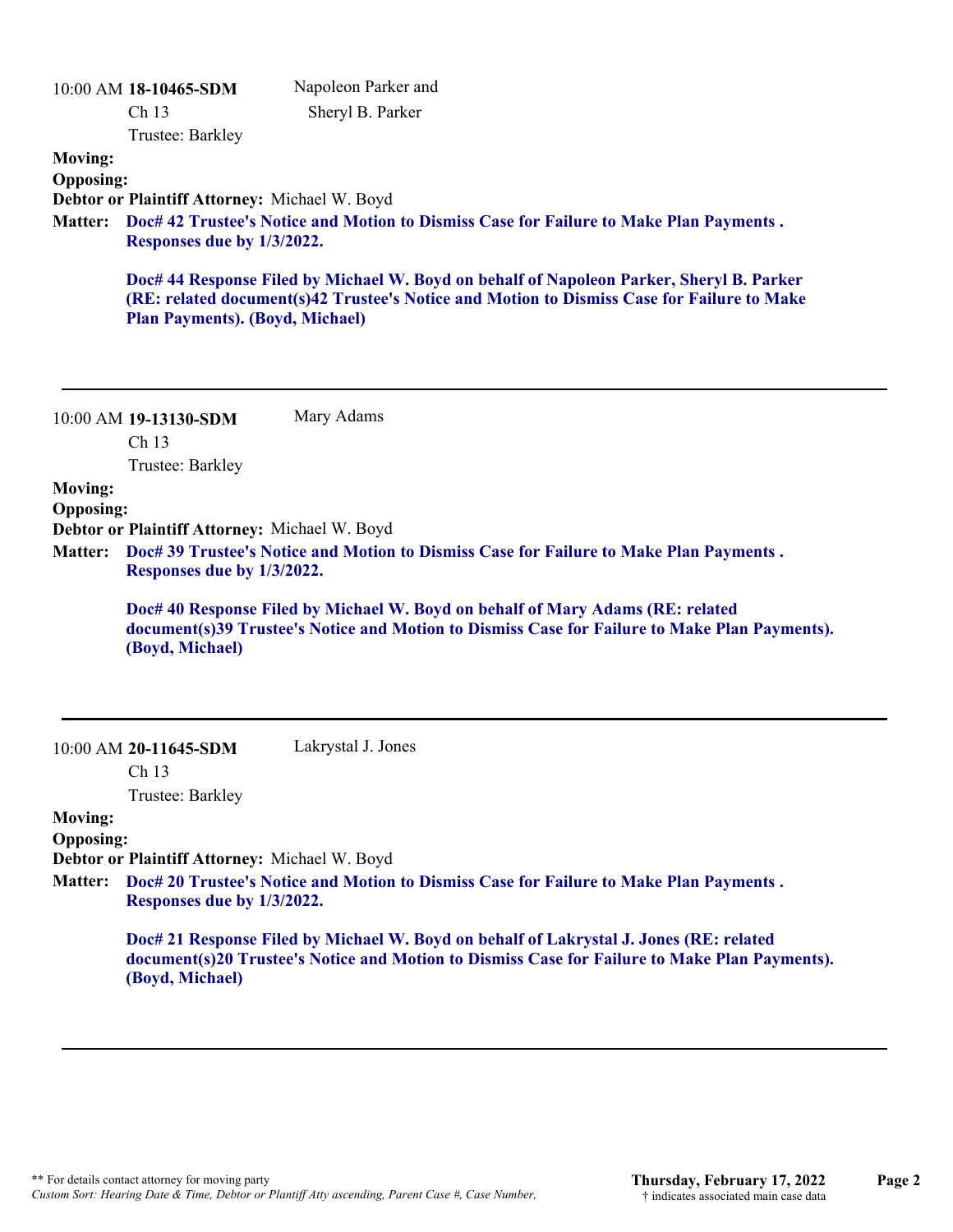10:00 AM **18-10465-SDM** Napoleon Parker and Sheryl B. Parker

Ch 13

Trustee: Barkley

**Moving:**

**Opposing:**

**Debtor or Plaintiff Attorney:** Michael W. Boyd

**Matter:** **Doc# 42 Trustee's Notice and Motion to Dismiss Case for Failure to Make Plan Payments . Responses due by 1/3/2022.**

**Doc# 44 Response Filed by Michael W. Boyd on behalf of Napoleon Parker, Sheryl B. Parker (RE: related document(s)42 Trustee's Notice and Motion to Dismiss Case for Failure to Make Plan Payments). (Boyd, Michael)**

---

10:00 AM **19-13130-SDM** Mary Adams

Ch 13

Trustee: Barkley

**Moving:**

**Opposing:**

**Debtor or Plaintiff Attorney:** Michael W. Boyd

**Matter:** **Doc# 39 Trustee's Notice and Motion to Dismiss Case for Failure to Make Plan Payments . Responses due by 1/3/2022.**

**Doc# 40 Response Filed by Michael W. Boyd on behalf of Mary Adams (RE: related document(s)39 Trustee's Notice and Motion to Dismiss Case for Failure to Make Plan Payments). (Boyd, Michael)**

---

10:00 AM **20-11645-SDM** Lakrystal J. Jones

Ch 13

Trustee: Barkley

**Moving:**

**Opposing:**

**Debtor or Plaintiff Attorney:** Michael W. Boyd

**Matter:** **Doc# 20 Trustee's Notice and Motion to Dismiss Case for Failure to Make Plan Payments . Responses due by 1/3/2022.**

**Doc# 21 Response Filed by Michael W. Boyd on behalf of Lakrystal J. Jones (RE: related document(s)20 Trustee's Notice and Motion to Dismiss Case for Failure to Make Plan Payments). (Boyd, Michael)**

---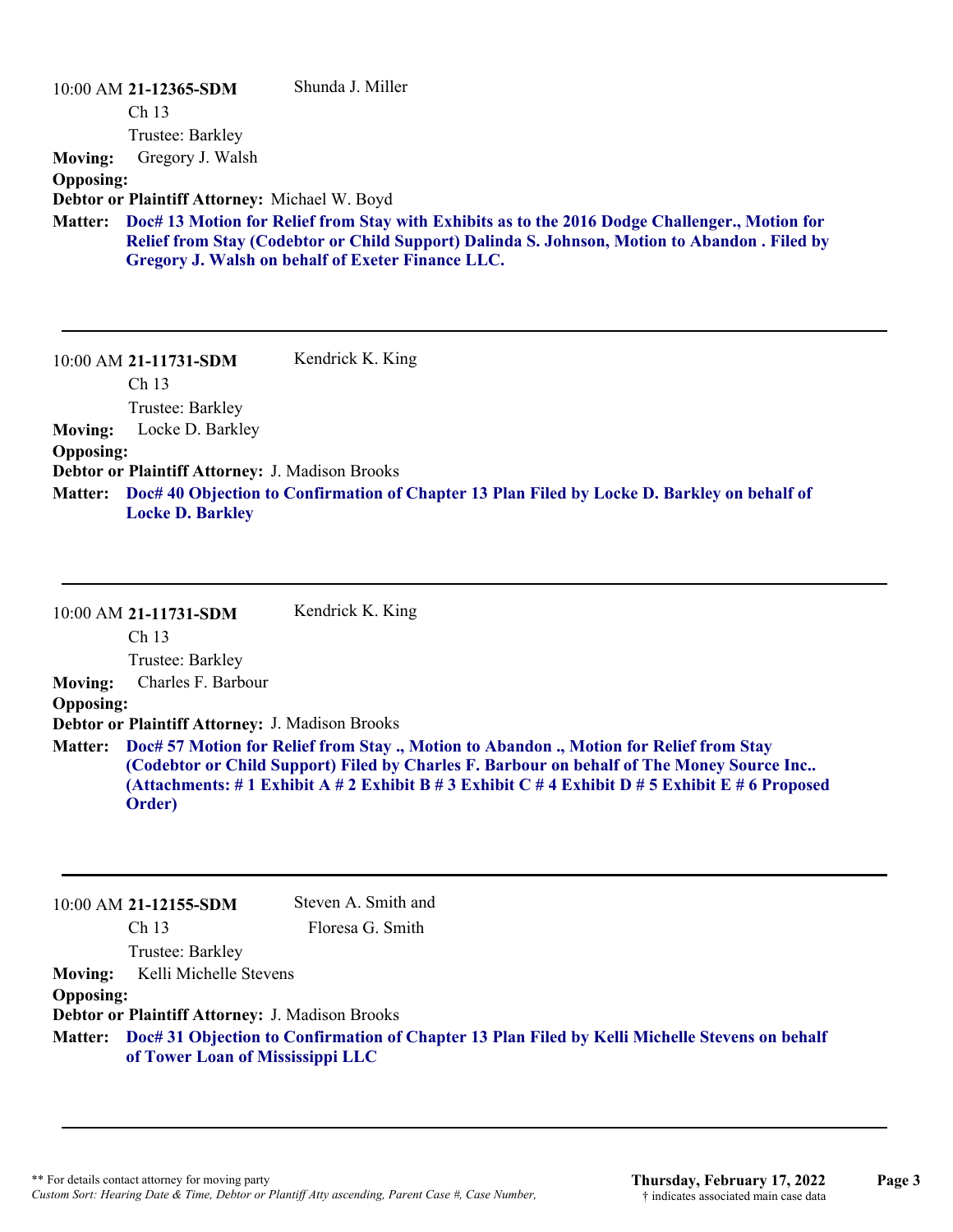10:00 AM **21-12365-SDM** Shunda J. Miller

Ch 13

Trustee: Barkley

**Moving:** Gregory J. Walsh

**Opposing:**

**Debtor or Plaintiff Attorney:** Michael W. Boyd

**Matter:** **Doc# 13 Motion for Relief from Stay with Exhibits as to the 2016 Dodge Challenger., Motion for Relief from Stay (Codebtor or Child Support) Dalinda S. Johnson, Motion to Abandon . Filed by Gregory J. Walsh on behalf of Exeter Finance LLC.**

---

10:00 AM **21-11731-SDM** Kendrick K. King

Ch 13

Trustee: Barkley

**Moving:** Locke D. Barkley

**Opposing:**

**Debtor or Plaintiff Attorney:** J. Madison Brooks

**Matter:** **Doc# 40 Objection to Confirmation of Chapter 13 Plan Filed by Locke D. Barkley on behalf of Locke D. Barkley**

---

10:00 AM **21-11731-SDM** Kendrick K. King

Ch 13

Trustee: Barkley

**Moving:** Charles F. Barbour

**Opposing:**

**Debtor or Plaintiff Attorney:** J. Madison Brooks

**Matter:** **Doc# 57 Motion for Relief from Stay ., Motion to Abandon ., Motion for Relief from Stay (Codebtor or Child Support) Filed by Charles F. Barbour on behalf of The Money Source Inc.. (Attachments: # 1 Exhibit A # 2 Exhibit B # 3 Exhibit C # 4 Exhibit D # 5 Exhibit E # 6 Proposed Order)**

---

10:00 AM **21-12155-SDM** Steven A. Smith and Floresa G. Smith

Ch 13

Trustee: Barkley

**Moving:** Kelli Michelle Stevens

**Opposing:**

**Debtor or Plaintiff Attorney:** J. Madison Brooks

**Matter:** **Doc# 31 Objection to Confirmation of Chapter 13 Plan Filed by Kelli Michelle Stevens on behalf of Tower Loan of Mississippi LLC**

---

** For details contact attorney for moving party

*Custom Sort: Hearing Date & Time, Debtor or Plantiff Atty ascending, Parent Case #, Case Number,*

**Thursday, February 17, 2022**

† indicates associated main case data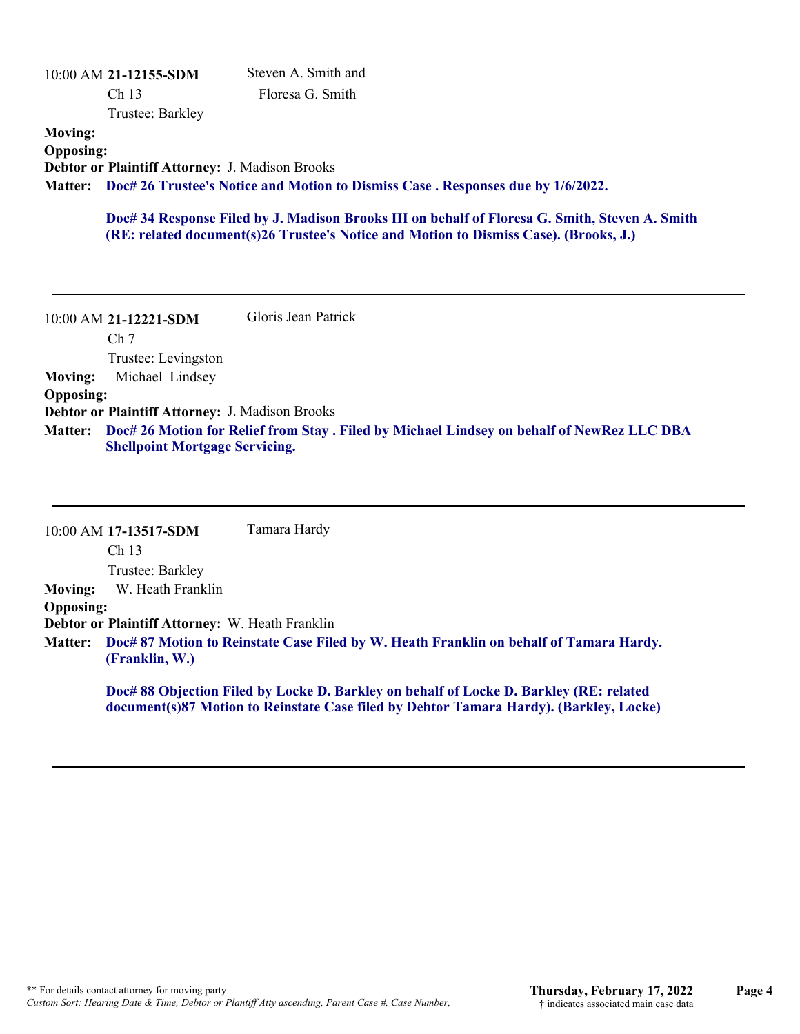10:00 AM **21-12155-SDM** Steven A. Smith and Floresa G. Smith

Ch 13

Trustee: Barkley

**Moving:**

**Opposing:**

**Debtor or Plaintiff Attorney:** J. Madison Brooks

**Matter:** **Doc# 26 Trustee's Notice and Motion to Dismiss Case . Responses due by 1/6/2022.**

**Doc# 34 Response Filed by J. Madison Brooks III on behalf of Floresa G. Smith, Steven A. Smith (RE: related document(s)26 Trustee's Notice and Motion to Dismiss Case). (Brooks, J.)**

---

10:00 AM **21-12221-SDM** Gloris Jean Patrick

Ch 7

Trustee: Levingston

**Moving:** Michael Lindsey

**Opposing:**

**Debtor or Plaintiff Attorney:** J. Madison Brooks

**Matter:** **Doc# 26 Motion for Relief from Stay . Filed by Michael Lindsey on behalf of NewRez LLC DBA Shellpoint Mortgage Servicing.**

---

10:00 AM **17-13517-SDM** Tamara Hardy

Ch 13

Trustee: Barkley

**Moving:** W. Heath Franklin

**Opposing:**

**Debtor or Plaintiff Attorney:** W. Heath Franklin

**Matter:** **Doc# 87 Motion to Reinstate Case Filed by W. Heath Franklin on behalf of Tamara Hardy. (Franklin, W.)**

**Doc# 88 Objection Filed by Locke D. Barkley on behalf of Locke D. Barkley (RE: related document(s)87 Motion to Reinstate Case filed by Debtor Tamara Hardy). (Barkley, Locke)**

---

** For details contact attorney for moving party

*Custom Sort: Hearing Date & Time, Debtor or Plantiff Atty ascending, Parent Case #, Case Number,*

**Thursday, February 17, 2022**

† indicates associated main case data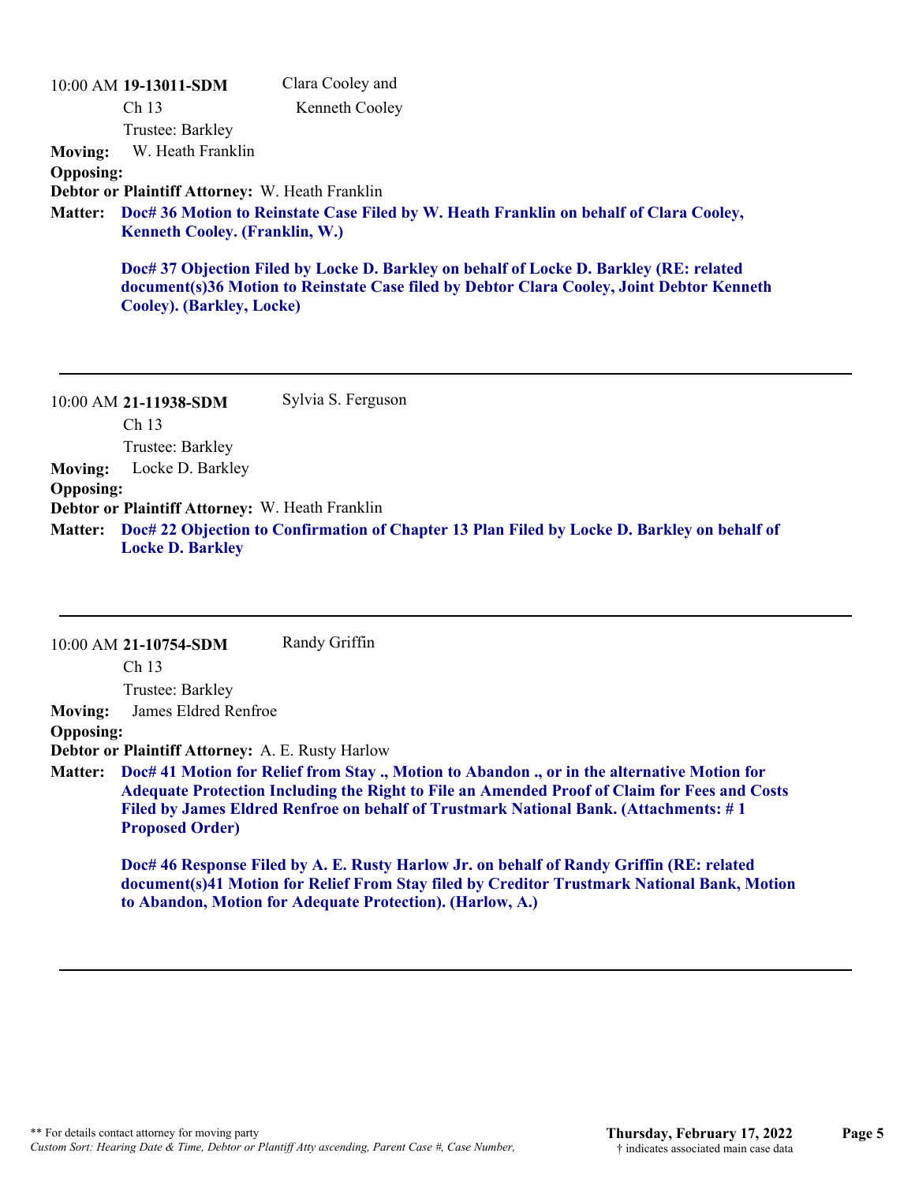10:00 AM **19-13011-SDM** Clara Cooley and Kenneth Cooley

Ch 13

Trustee: Barkley

**Moving:** W. Heath Franklin

**Opposing:**

**Debtor or Plaintiff Attorney:** W. Heath Franklin

**Matter:** **Doc# 36 Motion to Reinstate Case Filed by W. Heath Franklin on behalf of Clara Cooley, Kenneth Cooley. (Franklin, W.)**

**Doc# 37 Objection Filed by Locke D. Barkley on behalf of Locke D. Barkley (RE: related document(s)36 Motion to Reinstate Case filed by Debtor Clara Cooley, Joint Debtor Kenneth Cooley). (Barkley, Locke)**

---

10:00 AM **21-11938-SDM** Sylvia S. Ferguson

Ch 13

Trustee: Barkley

**Moving:** Locke D. Barkley

**Opposing:**

**Debtor or Plaintiff Attorney:** W. Heath Franklin

**Matter:** **Doc# 22 Objection to Confirmation of Chapter 13 Plan Filed by Locke D. Barkley on behalf of Locke D. Barkley**

---

10:00 AM **21-10754-SDM** Randy Griffin

Ch 13

Trustee: Barkley

**Moving:** James Eldred Renfroe

**Opposing:**

**Debtor or Plaintiff Attorney:** A. E. Rusty Harlow

**Matter:** **Doc# 41 Motion for Relief from Stay ., Motion to Abandon ., or in the alternative Motion for Adequate Protection Including the Right to File an Amended Proof of Claim for Fees and Costs Filed by James Eldred Renfroe on behalf of Trustmark National Bank. (Attachments: # 1 Proposed Order)**

**Doc# 46 Response Filed by A. E. Rusty Harlow Jr. on behalf of Randy Griffin (RE: related document(s)41 Motion for Relief From Stay filed by Creditor Trustmark National Bank, Motion to Abandon, Motion for Adequate Protection). (Harlow, A.)**

---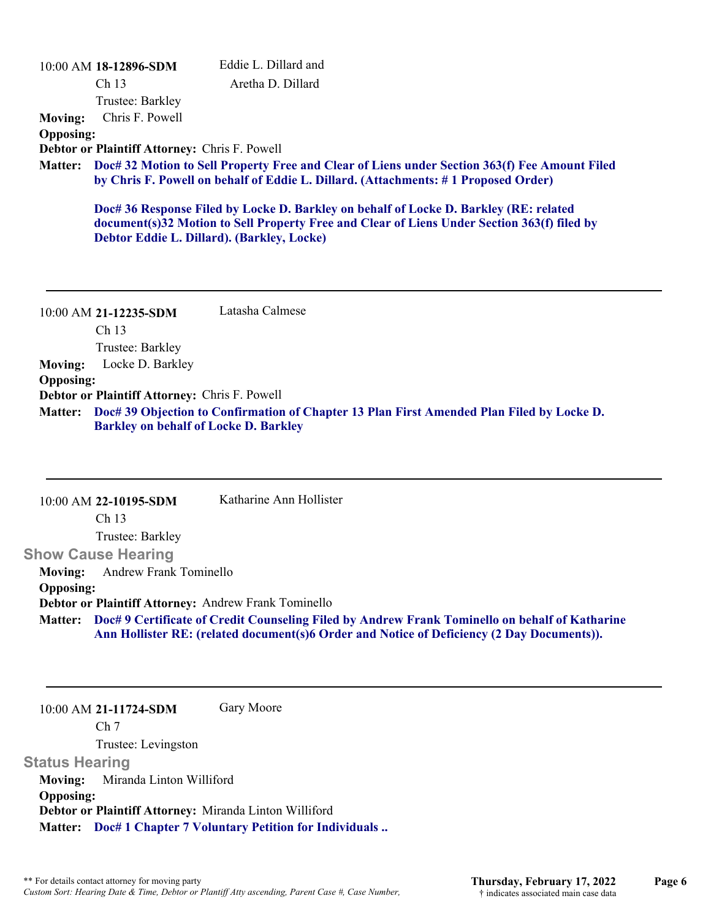10:00 AM **18-12896-SDM** Eddie L. Dillard and Aretha D. Dillard
Ch 13
Trustee: Barkley

**Moving:** Chris F. Powell
**Opposing:**
**Debtor or Plaintiff Attorney:** Chris F. Powell
**Matter:** **Doc# 32 Motion to Sell Property Free and Clear of Liens under Section 363(f) Fee Amount Filed by Chris F. Powell on behalf of Eddie L. Dillard. (Attachments: # 1 Proposed Order)**

**Doc# 36 Response Filed by Locke D. Barkley on behalf of Locke D. Barkley (RE: related document(s)32 Motion to Sell Property Free and Clear of Liens Under Section 363(f) filed by Debtor Eddie L. Dillard). (Barkley, Locke)**

---

10:00 AM **21-12235-SDM** Latasha Calmese
Ch 13
Trustee: Barkley

**Moving:** Locke D. Barkley
**Opposing:**
**Debtor or Plaintiff Attorney:** Chris F. Powell
**Matter:** **Doc# 39 Objection to Confirmation of Chapter 13 Plan First Amended Plan Filed by Locke D. Barkley on behalf of Locke D. Barkley**

---

10:00 AM **22-10195-SDM** Katharine Ann Hollister
Ch 13
Trustee: Barkley

## Show Cause Hearing

**Moving:** Andrew Frank Tominello
**Opposing:**
**Debtor or Plaintiff Attorney:** Andrew Frank Tominello
**Matter:** **Doc# 9 Certificate of Credit Counseling Filed by Andrew Frank Tominello on behalf of Katharine Ann Hollister RE: (related document(s)6 Order and Notice of Deficiency (2 Day Documents)).**

---

10:00 AM **21-11724-SDM** Gary Moore
Ch 7
Trustee: Levingston

## Status Hearing

**Moving:** Miranda Linton Williford
**Opposing:**
**Debtor or Plaintiff Attorney:** Miranda Linton Williford
**Matter:** **Doc# 1 Chapter 7 Voluntary Petition for Individuals ..**

** For details contact attorney for moving party
*Custom Sort: Hearing Date & Time, Debtor or Plantiff Atty ascending, Parent Case #, Case Number,*

**Thursday, February 17, 2022**
† indicates associated main case data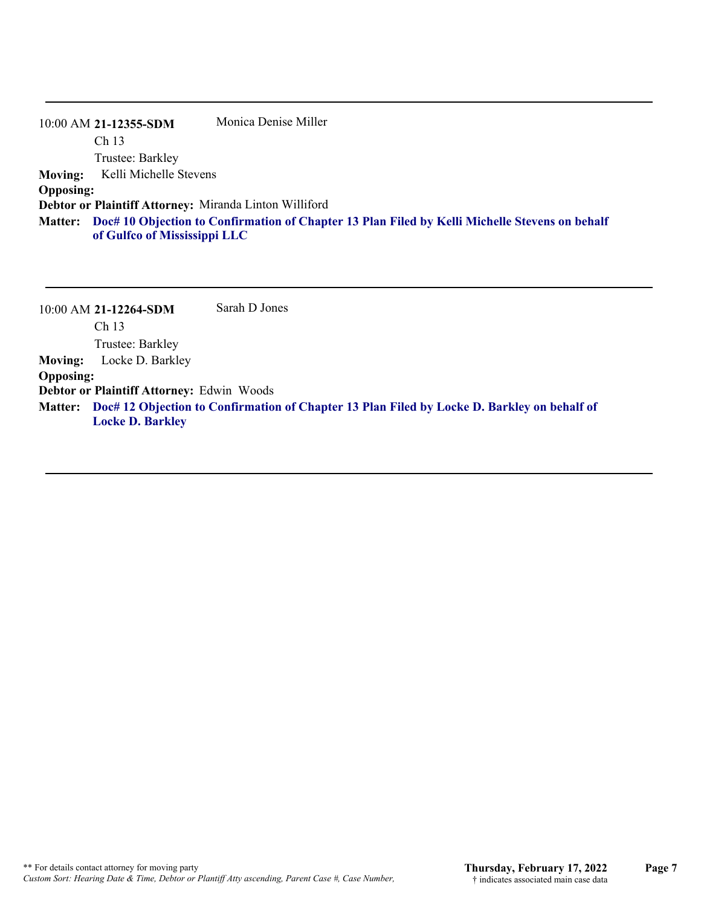---

10:00 AM **21-12355-SDM** Monica Denise Miller

Ch 13

Trustee: Barkley

**Moving:** Kelli Michelle Stevens

**Opposing:**

**Debtor or Plaintiff Attorney:** Miranda Linton Williford

**Matter:** **Doc# 10 Objection to Confirmation of Chapter 13 Plan Filed by Kelli Michelle Stevens on behalf of Gulfco of Mississippi LLC**

---

10:00 AM **21-12264-SDM** Sarah D Jones

Ch 13

Trustee: Barkley

**Moving:** Locke D. Barkley

**Opposing:**

**Debtor or Plaintiff Attorney:** Edwin Woods

**Matter:** **Doc# 12 Objection to Confirmation of Chapter 13 Plan Filed by Locke D. Barkley on behalf of Locke D. Barkley**

---